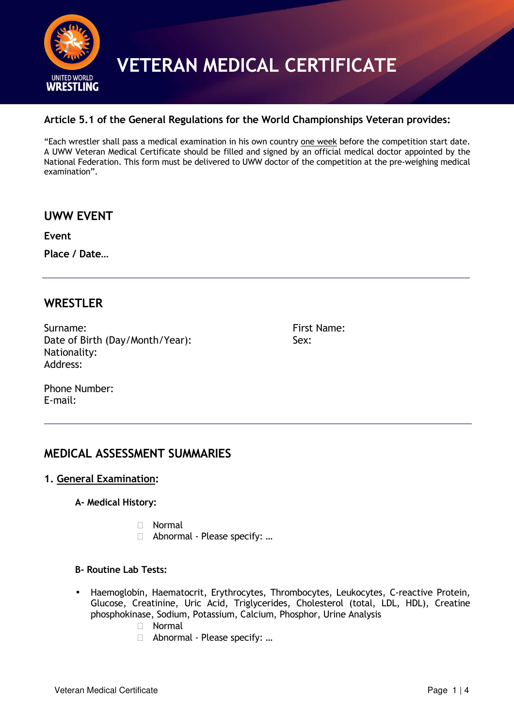# VETERAN MEDICAL CERTIFICATE

**Article 5.1 of the General Regulations for the World Championships Veteran provides:**

"Each wrestler shall pass a medical examination in his own country one week before the competition start date. A UWW Veteran Medical Certificate should be filled and signed by an official medical doctor appointed by the National Federation. This form must be delivered to UWW doctor of the competition at the pre-weighing medical examination".

## UWW EVENT

**Event**

**Place / Date…**

---

## WRESTLER

Surname:
Date of Birth (Day/Month/Year):
Nationality:
Address:

Phone Number:
E-mail:

First Name:
Sex:

---

## MEDICAL ASSESSMENT SUMMARIES

### 1. General Examination:

**A- Medical History:**

- ☐ Normal
- ☐ Abnormal - Please specify: …

**B- Routine Lab Tests:**

- Haemoglobin, Haematocrit, Erythrocytes, Thrombocytes, Leukocytes, C-reactive Protein, Glucose, Creatinine, Uric Acid, Triglycerides, Cholesterol (total, LDL, HDL), Creatine phosphokinase, Sodium, Potassium, Calcium, Phosphor, Urine Analysis
  - ☐ Normal
  - ☐ Abnormal - Please specify: …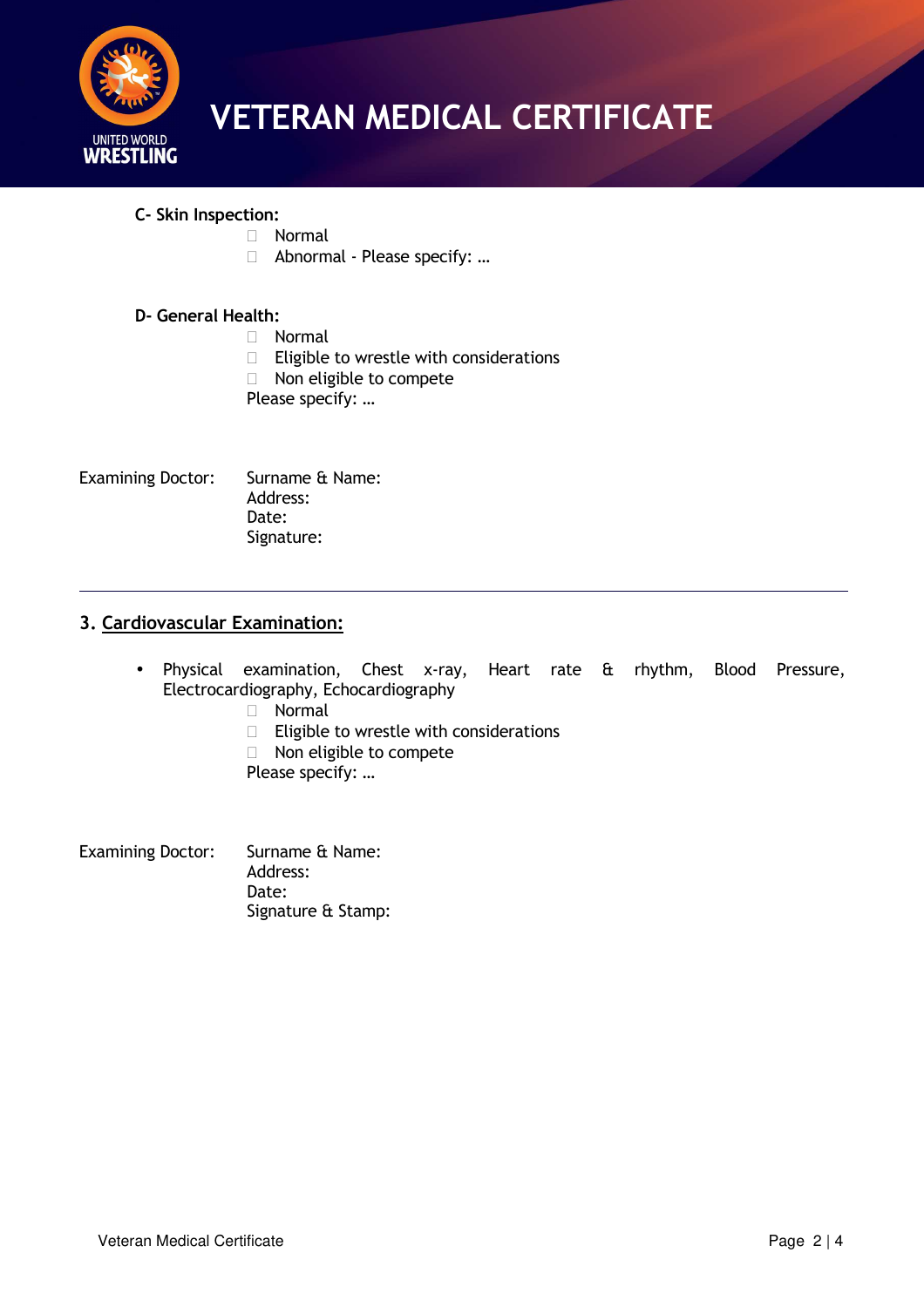# VETERAN MEDICAL CERTIFICATE

**C- Skin Inspection:**

- ☐ Normal
- ☐ Abnormal - Please specify: …

**D- General Health:**

- ☐ Normal
- ☐ Eligible to wrestle with considerations
- ☐ Non eligible to compete

Please specify: …

Examining Doctor:
Surname & Name:
Address:
Date:
Signature:

---

## 3. Cardiovascular Examination:

- Physical examination, Chest x-ray, Heart rate & rhythm, Blood Pressure, Electrocardiography, Echocardiography
  - ☐ Normal
  - ☐ Eligible to wrestle with considerations
  - ☐ Non eligible to compete

  Please specify: …

Examining Doctor:
Surname & Name:
Address:
Date:
Signature & Stamp: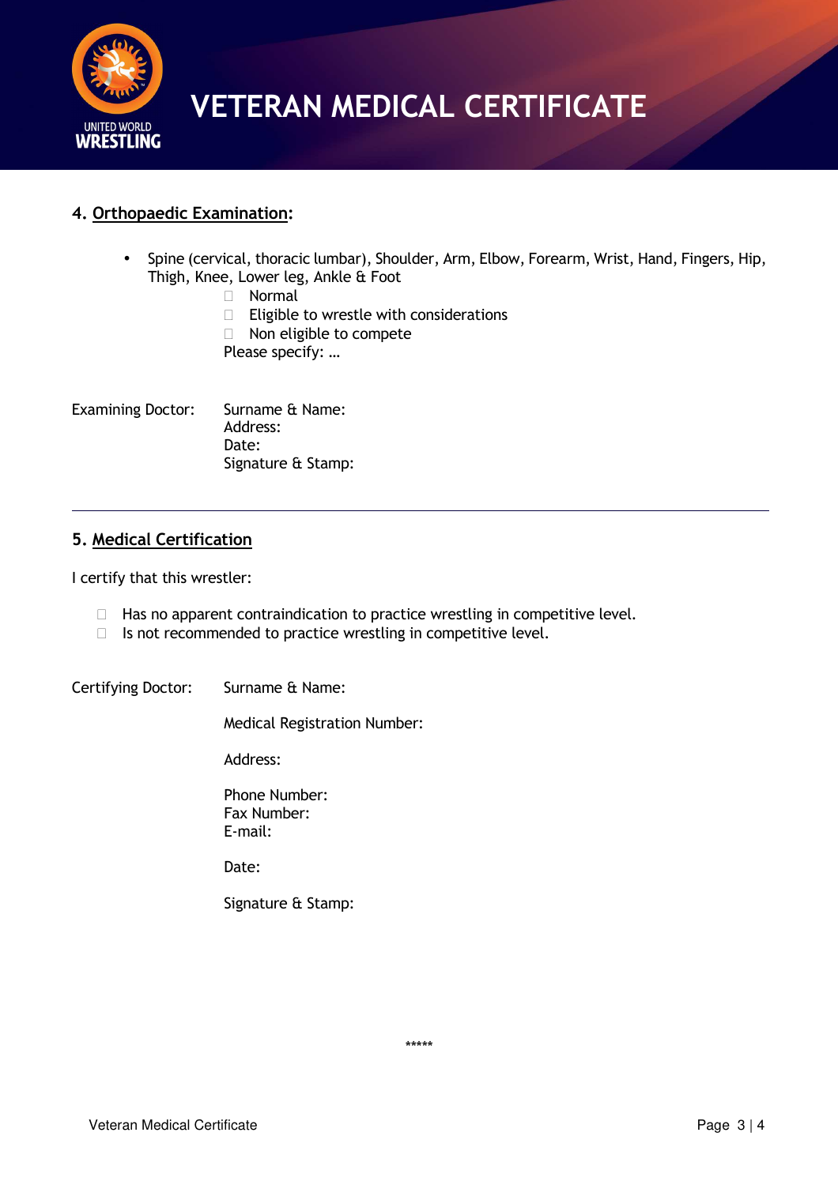# VETERAN MEDICAL CERTIFICATE

### 4. Orthopaedic Examination:

- Spine (cervical, thoracic lumbar), Shoulder, Arm, Elbow, Forearm, Wrist, Hand, Fingers, Hip, Thigh, Knee, Lower leg, Ankle & Foot
  - ☐ Normal
  - ☐ Eligible to wrestle with considerations
  - ☐ Non eligible to compete

  Please specify: …

Examining Doctor:
Surname & Name:
Address:
Date:
Signature & Stamp:

---

### 5. Medical Certification

I certify that this wrestler:

- ☐ Has no apparent contraindication to practice wrestling in competitive level.
- ☐ Is not recommended to practice wrestling in competitive level.

Certifying Doctor:
Surname & Name:

Medical Registration Number:

Address:

Phone Number:
Fax Number:
E-mail:

Date:

Signature & Stamp:

*****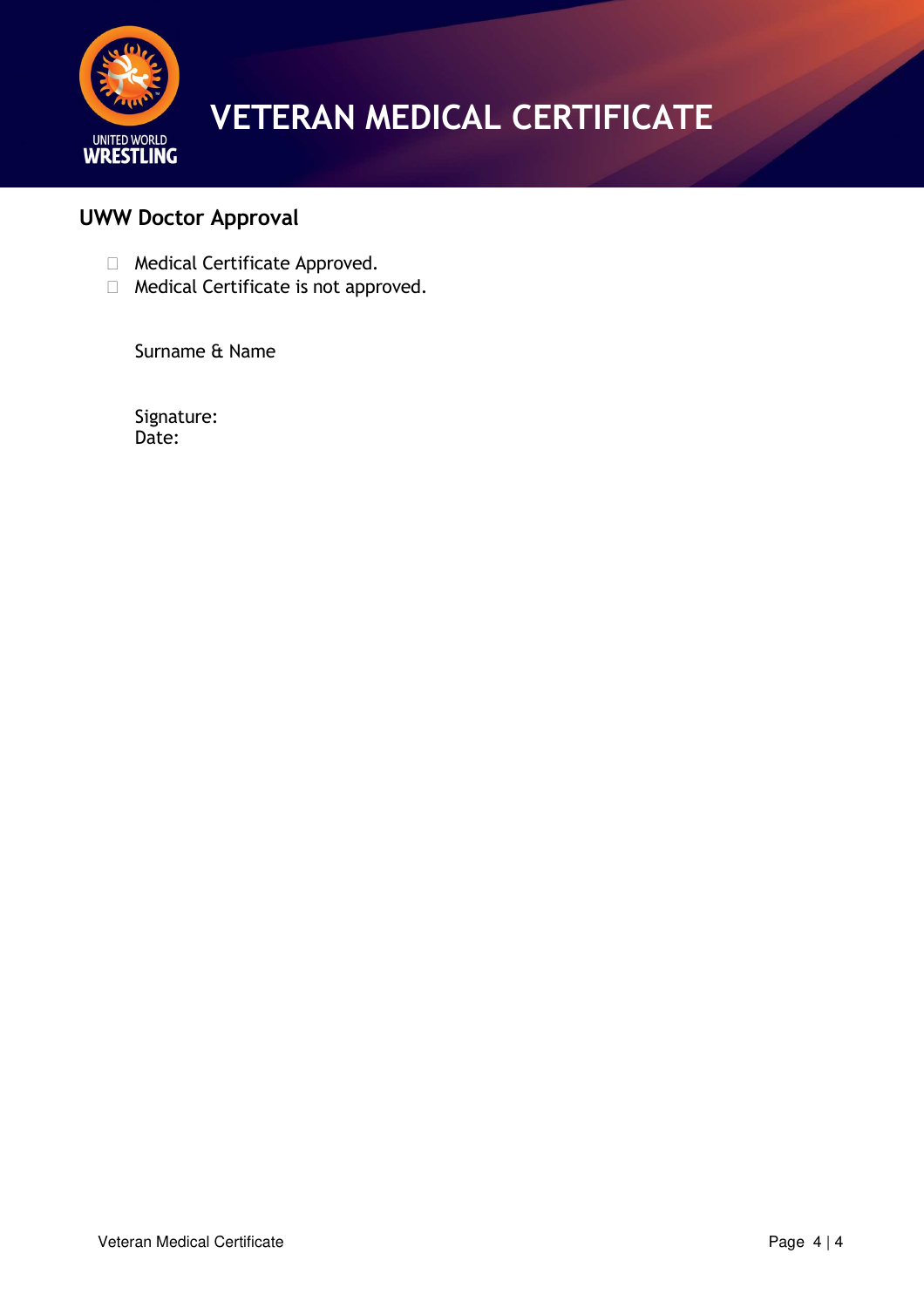# VETERAN MEDICAL CERTIFICATE

## UWW Doctor Approval

- ☐ Medical Certificate Approved.
- ☐ Medical Certificate is not approved.

Surname & Name

Signature:
Date: